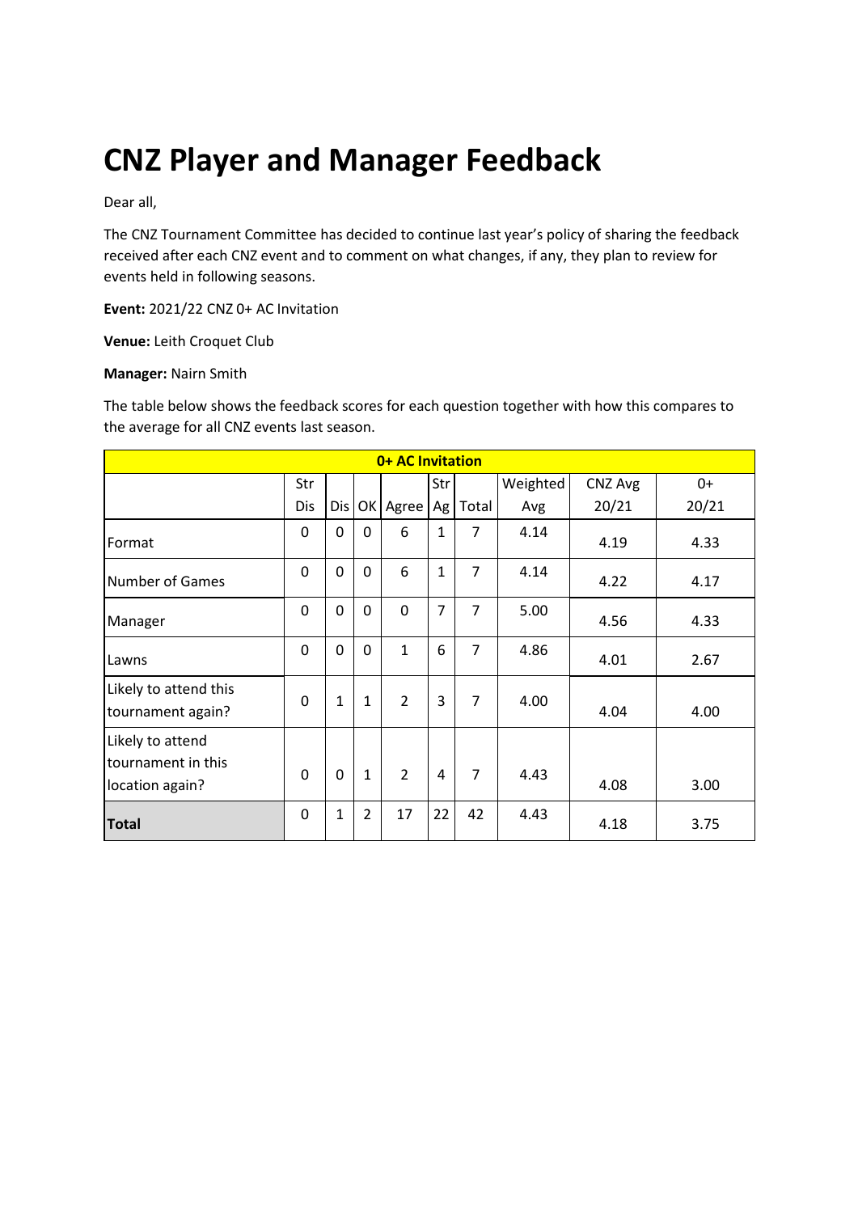# CNZ Player and Manager Feedback

Dear all,

The CNZ Tournament Committee has decided to continue last year's policy of sharing the feedback received after each CNZ event and to comment on what changes, if any, they plan to review for events held in following seasons.

**Event:** 2021/22 CNZ 0+ AC Invitation

**Venue:** Leith Croquet Club

**Manager:** Nairn Smith

The table below shows the feedback scores for each question together with how this compares to the average for all CNZ events last season.

| 0+ AC Invitation | | | | | | | | | |
|---|---|---|---|---|---|---|---|---|---|
| | Str Dis | Dis | OK | Agree | Str Ag | Total | Weighted Avg | CNZ Avg 20/21 | 0+ 20/21 |
| Format | 0 | 0 | 0 | 6 | 1 | 7 | 4.14 | 4.19 | 4.33 |
| Number of Games | 0 | 0 | 0 | 6 | 1 | 7 | 4.14 | 4.22 | 4.17 |
| Manager | 0 | 0 | 0 | 0 | 7 | 7 | 5.00 | 4.56 | 4.33 |
| Lawns | 0 | 0 | 0 | 1 | 6 | 7 | 4.86 | 4.01 | 2.67 |
| Likely to attend this tournament again? | 0 | 1 | 1 | 2 | 3 | 7 | 4.00 | 4.04 | 4.00 |
| Likely to attend tournament in this location again? | 0 | 0 | 1 | 2 | 4 | 7 | 4.43 | 4.08 | 3.00 |
| **Total** | 0 | 1 | 2 | 17 | 22 | 42 | 4.43 | 4.18 | 3.75 |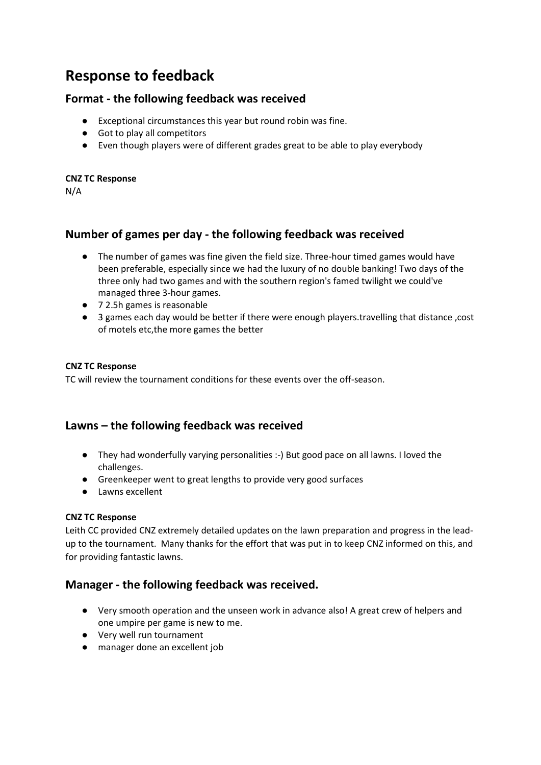# Response to feedback

## Format - the following feedback was received

- Exceptional circumstances this year but round robin was fine.
- Got to play all competitors
- Even though players were of different grades great to be able to play everybody

**CNZ TC Response**

N/A

## Number of games per day - the following feedback was received

- The number of games was fine given the field size. Three-hour timed games would have been preferable, especially since we had the luxury of no double banking! Two days of the three only had two games and with the southern region's famed twilight we could've managed three 3-hour games.
- 7 2.5h games is reasonable
- 3 games each day would be better if there were enough players.travelling that distance ,cost of motels etc,the more games the better

**CNZ TC Response**

TC will review the tournament conditions for these events over the off-season.

## Lawns – the following feedback was received

- They had wonderfully varying personalities :-) But good pace on all lawns. I loved the challenges.
- Greenkeeper went to great lengths to provide very good surfaces
- Lawns excellent

**CNZ TC Response**

Leith CC provided CNZ extremely detailed updates on the lawn preparation and progress in the lead-up to the tournament. Many thanks for the effort that was put in to keep CNZ informed on this, and for providing fantastic lawns.

## Manager - the following feedback was received.

- Very smooth operation and the unseen work in advance also! A great crew of helpers and one umpire per game is new to me.
- Very well run tournament
- manager done an excellent job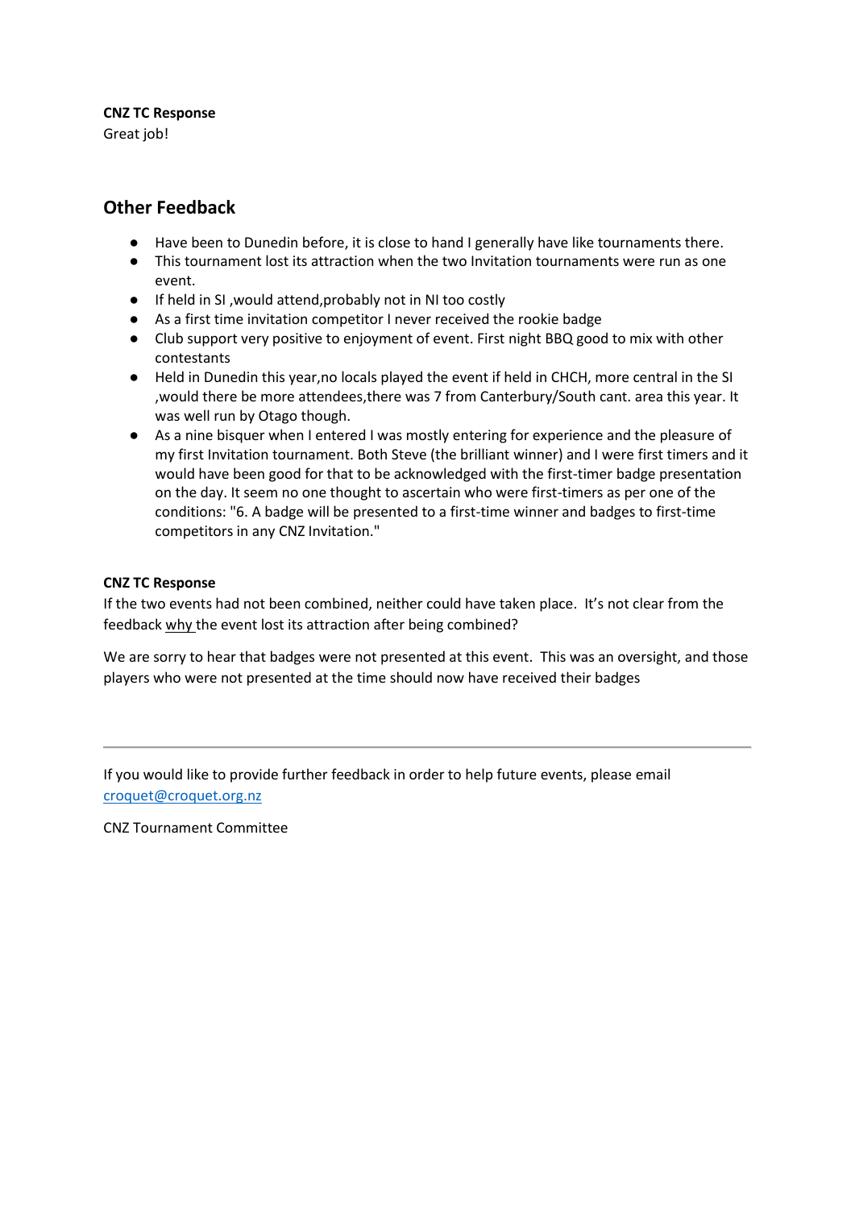**CNZ TC Response**

Great job!

## Other Feedback

- Have been to Dunedin before, it is close to hand I generally have like tournaments there.
- This tournament lost its attraction when the two Invitation tournaments were run as one event.
- If held in SI ,would attend,probably not in NI too costly
- As a first time invitation competitor I never received the rookie badge
- Club support very positive to enjoyment of event. First night BBQ good to mix with other contestants
- Held in Dunedin this year,no locals played the event if held in CHCH, more central in the SI ,would there be more attendees,there was 7 from Canterbury/South cant. area this year. It was well run by Otago though.
- As a nine bisquer when I entered I was mostly entering for experience and the pleasure of my first Invitation tournament. Both Steve (the brilliant winner) and I were first timers and it would have been good for that to be acknowledged with the first-timer badge presentation on the day. It seem no one thought to ascertain who were first-timers as per one of the conditions: "6. A badge will be presented to a first-time winner and badges to first-time competitors in any CNZ Invitation."

**CNZ TC Response**

If the two events had not been combined, neither could have taken place. It's not clear from the feedback why the event lost its attraction after being combined?

We are sorry to hear that badges were not presented at this event. This was an oversight, and those players who were not presented at the time should now have received their badges

---

If you would like to provide further feedback in order to help future events, please email [croquet@croquet.org.nz](mailto:croquet@croquet.org.nz)

CNZ Tournament Committee